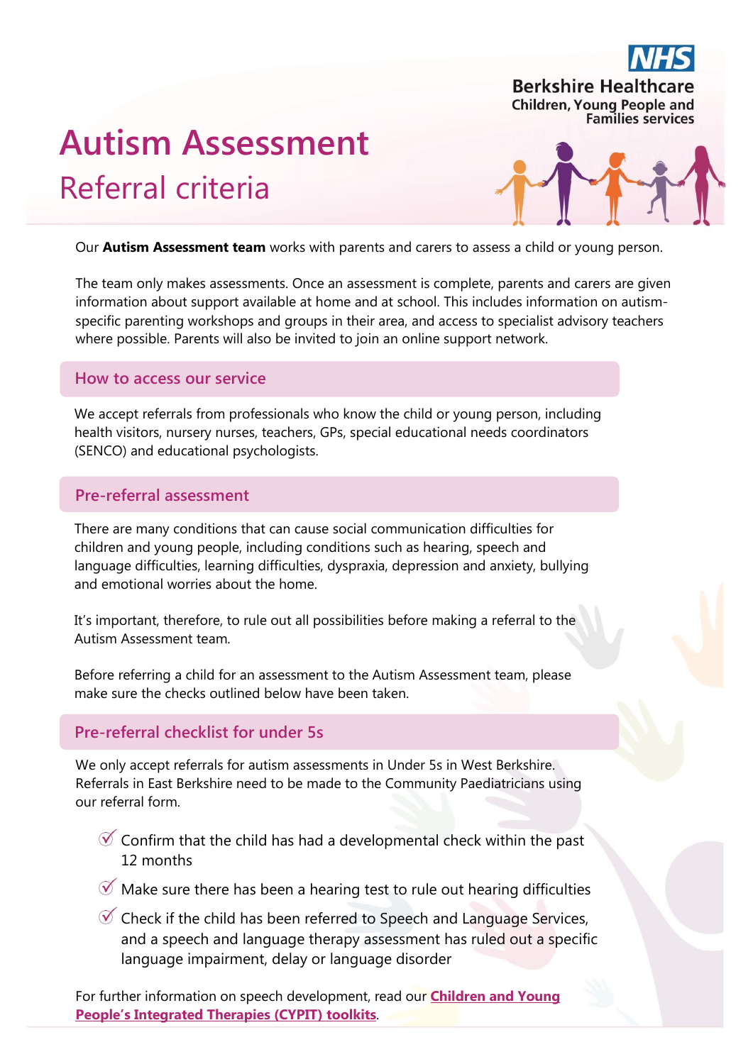Berkshire Healthcare
Children, Young People and Families services

# Autism Assessment

## Referral criteria

Our **Autism Assessment team** works with parents and carers to assess a child or young person.

The team only makes assessments. Once an assessment is complete, parents and carers are given information about support available at home and at school. This includes information on autism-specific parenting workshops and groups in their area, and access to specialist advisory teachers where possible. Parents will also be invited to join an online support network.

### How to access our service

We accept referrals from professionals who know the child or young person, including health visitors, nursery nurses, teachers, GPs, special educational needs coordinators (SENCO) and educational psychologists.

### Pre-referral assessment

There are many conditions that can cause social communication difficulties for children and young people, including conditions such as hearing, speech and language difficulties, learning difficulties, dyspraxia, depression and anxiety, bullying and emotional worries about the home.

It's important, therefore, to rule out all possibilities before making a referral to the Autism Assessment team.

Before referring a child for an assessment to the Autism Assessment team, please make sure the checks outlined below have been taken.

### Pre-referral checklist for under 5s

We only accept referrals for autism assessments in Under 5s in West Berkshire. Referrals in East Berkshire need to be made to the Community Paediatricians using our referral form.

- Confirm that the child has had a developmental check within the past 12 months
- Make sure there has been a hearing test to rule out hearing difficulties
- Check if the child has been referred to Speech and Language Services, and a speech and language therapy assessment has ruled out a specific language impairment, delay or language disorder

For further information on speech development, read our **Children and Young People's Integrated Therapies (CYPIT) toolkits**.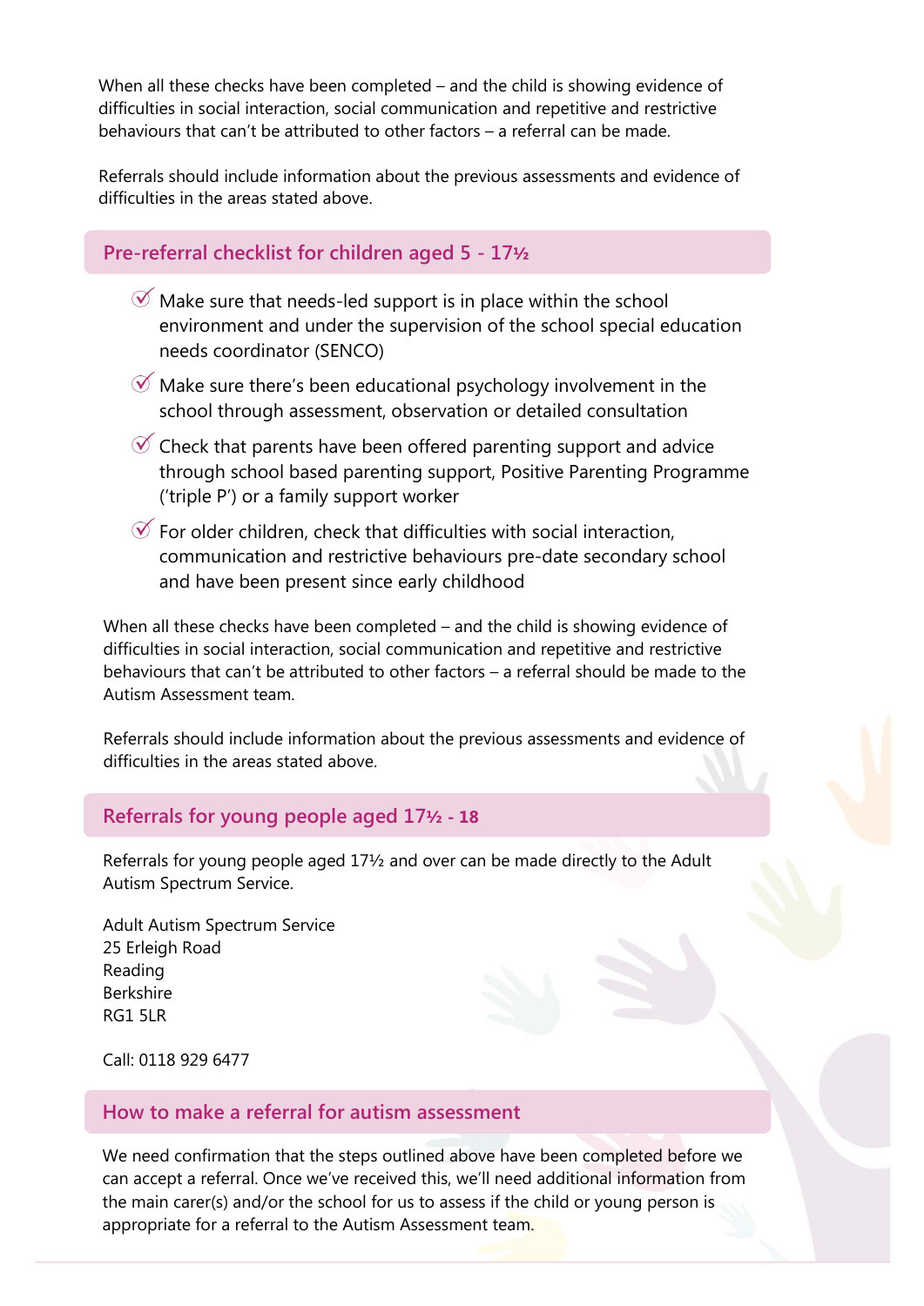When all these checks have been completed – and the child is showing evidence of difficulties in social interaction, social communication and repetitive and restrictive behaviours that can't be attributed to other factors – a referral can be made.

Referrals should include information about the previous assessments and evidence of difficulties in the areas stated above.

## Pre-referral checklist for children aged 5 - 17½

- Make sure that needs-led support is in place within the school environment and under the supervision of the school special education needs coordinator (SENCO)
- Make sure there's been educational psychology involvement in the school through assessment, observation or detailed consultation
- Check that parents have been offered parenting support and advice through school based parenting support, Positive Parenting Programme ('triple P') or a family support worker
- For older children, check that difficulties with social interaction, communication and restrictive behaviours pre-date secondary school and have been present since early childhood

When all these checks have been completed – and the child is showing evidence of difficulties in social interaction, social communication and repetitive and restrictive behaviours that can't be attributed to other factors – a referral should be made to the Autism Assessment team.

Referrals should include information about the previous assessments and evidence of difficulties in the areas stated above.

## Referrals for young people aged 17½ - 18

Referrals for young people aged 17½ and over can be made directly to the Adult Autism Spectrum Service.

Adult Autism Spectrum Service
25 Erleigh Road
Reading
Berkshire
RG1 5LR

Call: 0118 929 6477

## How to make a referral for autism assessment

We need confirmation that the steps outlined above have been completed before we can accept a referral. Once we've received this, we'll need additional information from the main carer(s) and/or the school for us to assess if the child or young person is appropriate for a referral to the Autism Assessment team.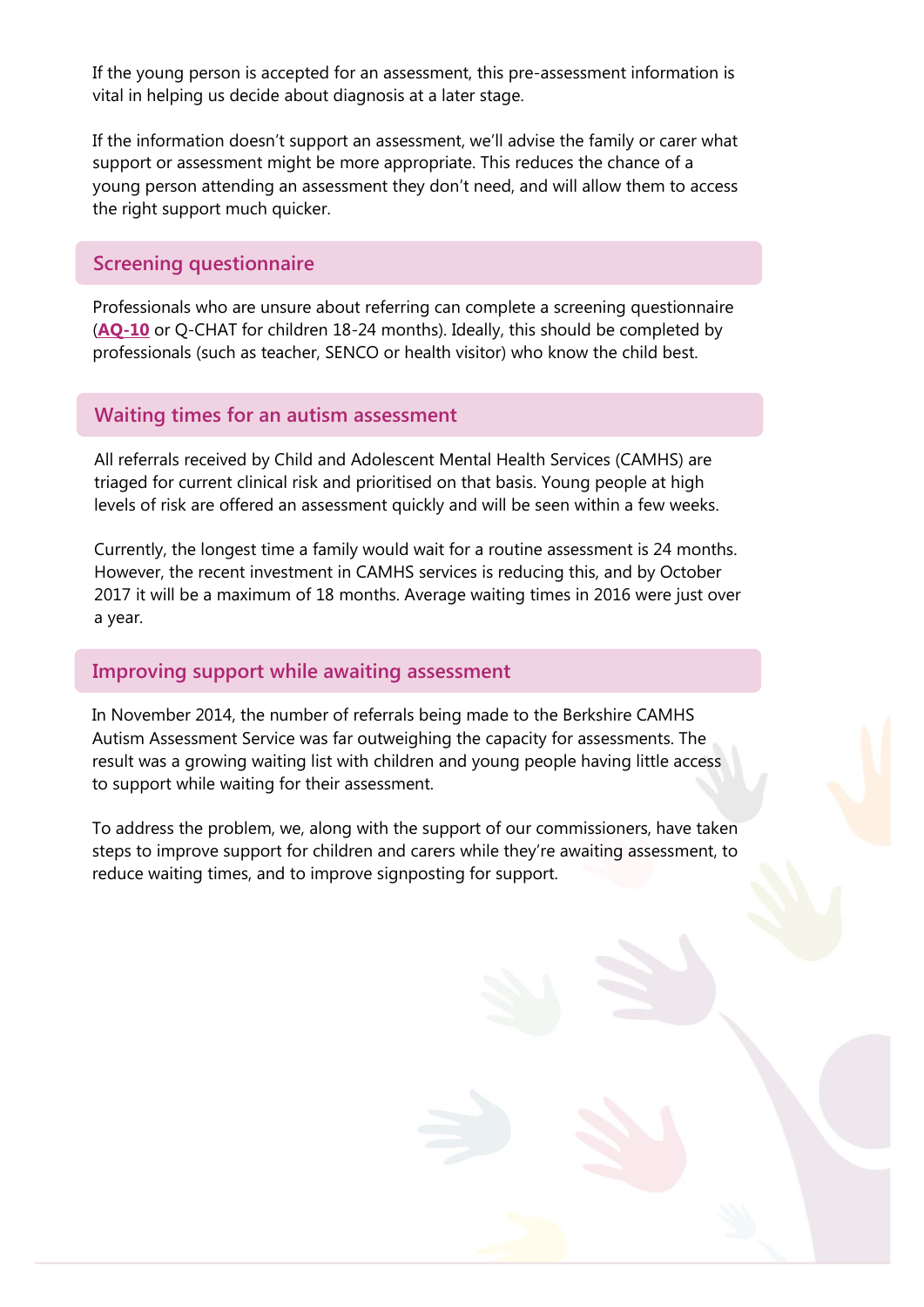If the young person is accepted for an assessment, this pre-assessment information is vital in helping us decide about diagnosis at a later stage.

If the information doesn't support an assessment, we'll advise the family or carer what support or assessment might be more appropriate. This reduces the chance of a young person attending an assessment they don't need, and will allow them to access the right support much quicker.

## Screening questionnaire

Professionals who are unsure about referring can complete a screening questionnaire (**AQ-10** or Q-CHAT for children 18-24 months). Ideally, this should be completed by professionals (such as teacher, SENCO or health visitor) who know the child best.

## Waiting times for an autism assessment

All referrals received by Child and Adolescent Mental Health Services (CAMHS) are triaged for current clinical risk and prioritised on that basis. Young people at high levels of risk are offered an assessment quickly and will be seen within a few weeks.

Currently, the longest time a family would wait for a routine assessment is 24 months. However, the recent investment in CAMHS services is reducing this, and by October 2017 it will be a maximum of 18 months. Average waiting times in 2016 were just over a year.

## Improving support while awaiting assessment

In November 2014, the number of referrals being made to the Berkshire CAMHS Autism Assessment Service was far outweighing the capacity for assessments. The result was a growing waiting list with children and young people having little access to support while waiting for their assessment.

To address the problem, we, along with the support of our commissioners, have taken steps to improve support for children and carers while they're awaiting assessment, to reduce waiting times, and to improve signposting for support.